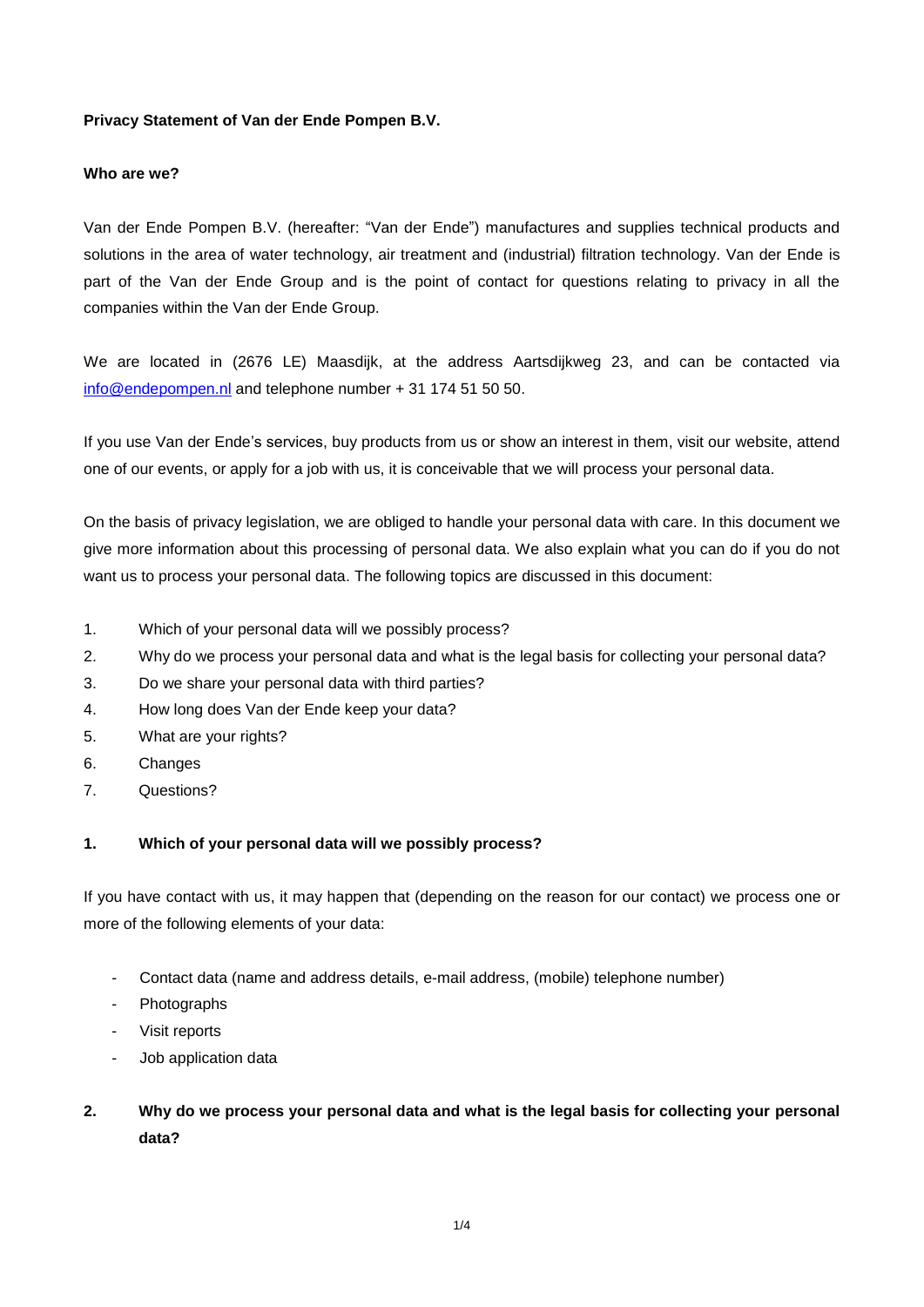**Privacy Statement of Van der Ende Pompen B.V.**

**Who are we?**

Van der Ende Pompen B.V. (hereafter: "Van der Ende") manufactures and supplies technical products and solutions in the area of water technology, air treatment and (industrial) filtration technology. Van der Ende is part of the Van der Ende Group and is the point of contact for questions relating to privacy in all the companies within the Van der Ende Group.

We are located in (2676 LE) Maasdijk, at the address Aartsdijkweg 23, and can be contacted via [info@endepompen.nl](mailto:info@endepompen.nl) and telephone number + 31 174 51 50 50.

If you use Van der Ende's services, buy products from us or show an interest in them, visit our website, attend one of our events, or apply for a job with us, it is conceivable that we will process your personal data.

On the basis of privacy legislation, we are obliged to handle your personal data with care. In this document we give more information about this processing of personal data. We also explain what you can do if you do not want us to process your personal data. The following topics are discussed in this document:

1. Which of your personal data will we possibly process?
2. Why do we process your personal data and what is the legal basis for collecting your personal data?
3. Do we share your personal data with third parties?
4. How long does Van der Ende keep your data?
5. What are your rights?
6. Changes
7. Questions?

**1. Which of your personal data will we possibly process?**

If you have contact with us, it may happen that (depending on the reason for our contact) we process one or more of the following elements of your data:

- Contact data (name and address details, e-mail address, (mobile) telephone number)
- Photographs
- Visit reports
- Job application data

**2. Why do we process your personal data and what is the legal basis for collecting your personal data?**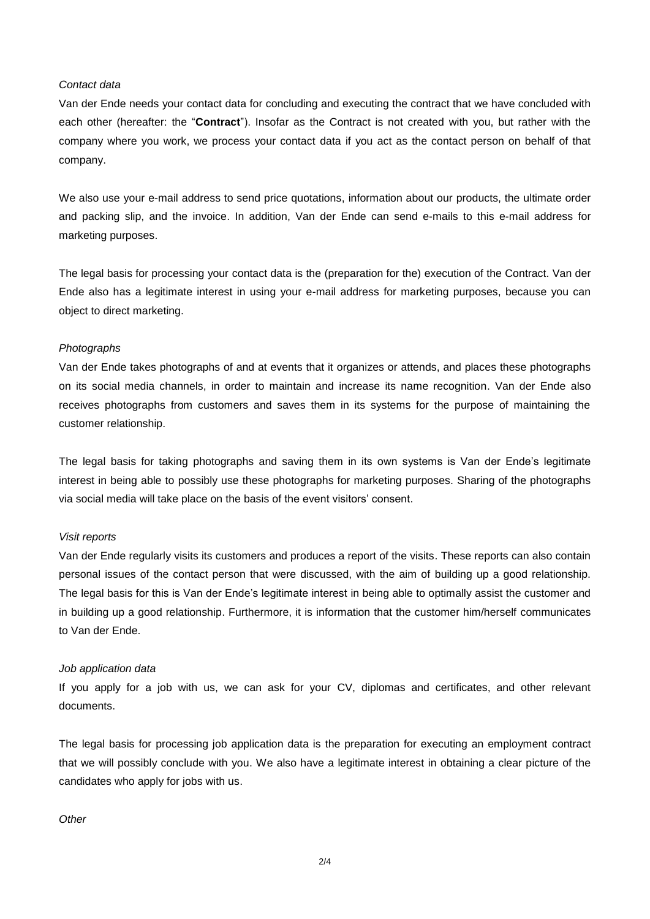*Contact data*

Van der Ende needs your contact data for concluding and executing the contract that we have concluded with each other (hereafter: the "**Contract**"). Insofar as the Contract is not created with you, but rather with the company where you work, we process your contact data if you act as the contact person on behalf of that company.

We also use your e-mail address to send price quotations, information about our products, the ultimate order and packing slip, and the invoice. In addition, Van der Ende can send e-mails to this e-mail address for marketing purposes.

The legal basis for processing your contact data is the (preparation for the) execution of the Contract. Van der Ende also has a legitimate interest in using your e-mail address for marketing purposes, because you can object to direct marketing.

*Photographs*

Van der Ende takes photographs of and at events that it organizes or attends, and places these photographs on its social media channels, in order to maintain and increase its name recognition. Van der Ende also receives photographs from customers and saves them in its systems for the purpose of maintaining the customer relationship.

The legal basis for taking photographs and saving them in its own systems is Van der Ende's legitimate interest in being able to possibly use these photographs for marketing purposes. Sharing of the photographs via social media will take place on the basis of the event visitors' consent.

*Visit reports*

Van der Ende regularly visits its customers and produces a report of the visits. These reports can also contain personal issues of the contact person that were discussed, with the aim of building up a good relationship. The legal basis for this is Van der Ende's legitimate interest in being able to optimally assist the customer and in building up a good relationship. Furthermore, it is information that the customer him/herself communicates to Van der Ende.

*Job application data*

If you apply for a job with us, we can ask for your CV, diplomas and certificates, and other relevant documents.

The legal basis for processing job application data is the preparation for executing an employment contract that we will possibly conclude with you. We also have a legitimate interest in obtaining a clear picture of the candidates who apply for jobs with us.

*Other*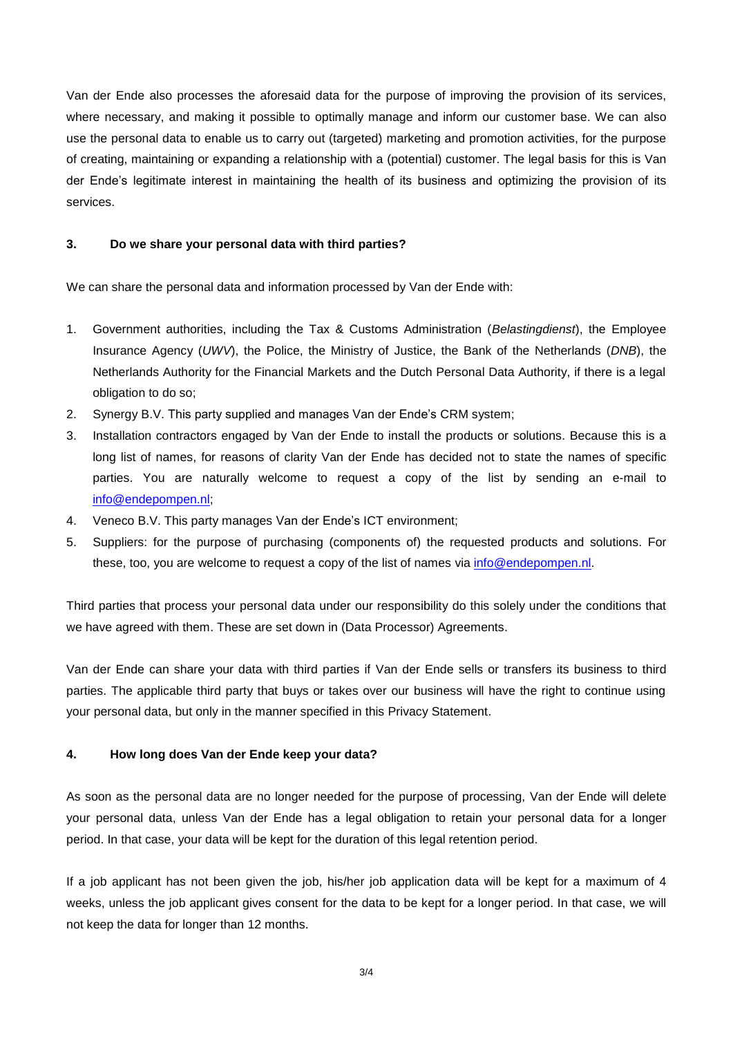Van der Ende also processes the aforesaid data for the purpose of improving the provision of its services, where necessary, and making it possible to optimally manage and inform our customer base. We can also use the personal data to enable us to carry out (targeted) marketing and promotion activities, for the purpose of creating, maintaining or expanding a relationship with a (potential) customer. The legal basis for this is Van der Ende's legitimate interest in maintaining the health of its business and optimizing the provision of its services.

## 3. Do we share your personal data with third parties?

We can share the personal data and information processed by Van der Ende with:

1. Government authorities, including the Tax & Customs Administration (*Belastingdienst*), the Employee Insurance Agency (*UWV*), the Police, the Ministry of Justice, the Bank of the Netherlands (*DNB*), the Netherlands Authority for the Financial Markets and the Dutch Personal Data Authority, if there is a legal obligation to do so;
2. Synergy B.V. This party supplied and manages Van der Ende's CRM system;
3. Installation contractors engaged by Van der Ende to install the products or solutions. Because this is a long list of names, for reasons of clarity Van der Ende has decided not to state the names of specific parties. You are naturally welcome to request a copy of the list by sending an e-mail to info@endepompen.nl;
4. Veneco B.V. This party manages Van der Ende's ICT environment;
5. Suppliers: for the purpose of purchasing (components of) the requested products and solutions. For these, too, you are welcome to request a copy of the list of names via info@endepompen.nl.

Third parties that process your personal data under our responsibility do this solely under the conditions that we have agreed with them. These are set down in (Data Processor) Agreements.

Van der Ende can share your data with third parties if Van der Ende sells or transfers its business to third parties. The applicable third party that buys or takes over our business will have the right to continue using your personal data, but only in the manner specified in this Privacy Statement.

## 4. How long does Van der Ende keep your data?

As soon as the personal data are no longer needed for the purpose of processing, Van der Ende will delete your personal data, unless Van der Ende has a legal obligation to retain your personal data for a longer period. In that case, your data will be kept for the duration of this legal retention period.

If a job applicant has not been given the job, his/her job application data will be kept for a maximum of 4 weeks, unless the job applicant gives consent for the data to be kept for a longer period. In that case, we will not keep the data for longer than 12 months.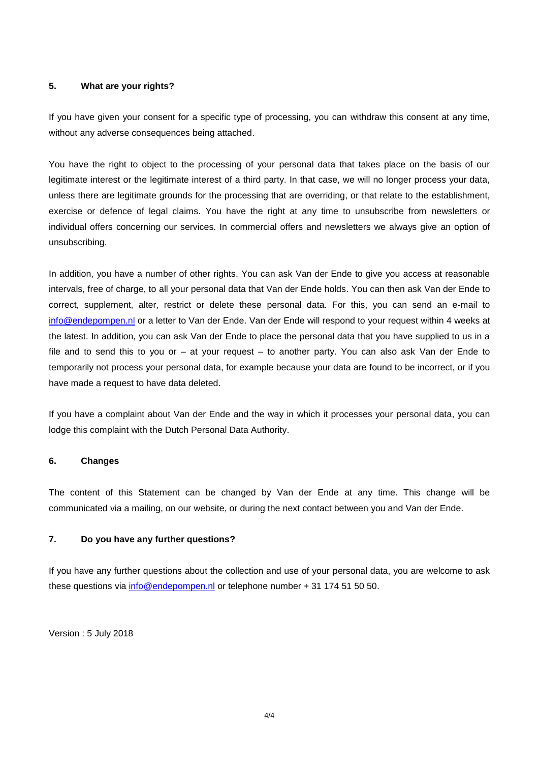## 5. What are your rights?

If you have given your consent for a specific type of processing, you can withdraw this consent at any time, without any adverse consequences being attached.

You have the right to object to the processing of your personal data that takes place on the basis of our legitimate interest or the legitimate interest of a third party. In that case, we will no longer process your data, unless there are legitimate grounds for the processing that are overriding, or that relate to the establishment, exercise or defence of legal claims. You have the right at any time to unsubscribe from newsletters or individual offers concerning our services. In commercial offers and newsletters we always give an option of unsubscribing.

In addition, you have a number of other rights. You can ask Van der Ende to give you access at reasonable intervals, free of charge, to all your personal data that Van der Ende holds. You can then ask Van der Ende to correct, supplement, alter, restrict or delete these personal data. For this, you can send an e-mail to info@endepompen.nl or a letter to Van der Ende. Van der Ende will respond to your request within 4 weeks at the latest. In addition, you can ask Van der Ende to place the personal data that you have supplied to us in a file and to send this to you or – at your request – to another party. You can also ask Van der Ende to temporarily not process your personal data, for example because your data are found to be incorrect, or if you have made a request to have data deleted.

If you have a complaint about Van der Ende and the way in which it processes your personal data, you can lodge this complaint with the Dutch Personal Data Authority.

## 6. Changes

The content of this Statement can be changed by Van der Ende at any time. This change will be communicated via a mailing, on our website, or during the next contact between you and Van der Ende.

## 7. Do you have any further questions?

If you have any further questions about the collection and use of your personal data, you are welcome to ask these questions via info@endepompen.nl or telephone number + 31 174 51 50 50.

Version : 5 July 2018